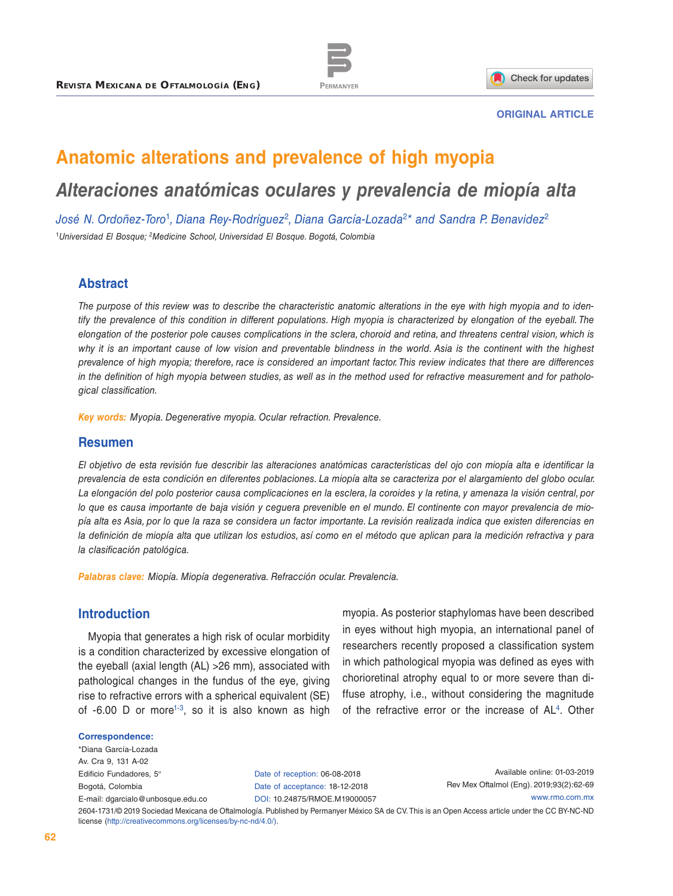ORIGINAL ARTICLE

# Anatomic alterations and prevalence of high myopia

## *Alteraciones anatómicas oculares y prevalencia de miopía alta*

*José N. Ordoñez-Toro[1], Diana Rey-Rodríguez[2], Diana García-Lozada[2]* and Sandra P. Benavidez[2]*

[1]*Universidad El Bosque;* [2]*Medicine School, Universidad El Bosque. Bogotá, Colombia*

## Abstract

*The purpose of this review was to describe the characteristic anatomic alterations in the eye with high myopia and to identify the prevalence of this condition in different populations. High myopia is characterized by elongation of the eyeball. The elongation of the posterior pole causes complications in the sclera, choroid and retina, and threatens central vision, which is why it is an important cause of low vision and preventable blindness in the world. Asia is the continent with the highest prevalence of high myopia; therefore, race is considered an important factor. This review indicates that there are differences in the definition of high myopia between studies, as well as in the method used for refractive measurement and for pathological classification.*

**Key words:** *Myopia. Degenerative myopia. Ocular refraction. Prevalence.*

## Resumen

*El objetivo de esta revisión fue describir las alteraciones anatómicas características del ojo con miopía alta e identificar la prevalencia de esta condición en diferentes poblaciones. La miopía alta se caracteriza por el alargamiento del globo ocular. La elongación del polo posterior causa complicaciones en la esclera, la coroides y la retina, y amenaza la visión central, por lo que es causa importante de baja visión y ceguera prevenible en el mundo. El continente con mayor prevalencia de miopía alta es Asia, por lo que la raza se considera un factor importante. La revisión realizada indica que existen diferencias en la definición de miopía alta que utilizan los estudios, así como en el método que aplican para la medición refractiva y para la clasificación patológica.*

**Palabras clave:** *Miopía. Miopía degenerativa. Refracción ocular. Prevalencia.*

## Introduction

Myopia that generates a high risk of ocular morbidity is a condition characterized by excessive elongation of the eyeball (axial length (AL) >26 mm), associated with pathological changes in the fundus of the eye, giving rise to refractive errors with a spherical equivalent (SE) of -6.00 D or more[1-3], so it is also known as high myopia. As posterior staphylomas have been described in eyes without high myopia, an international panel of researchers recently proposed a classification system in which pathological myopia was defined as eyes with chorioretinal atrophy equal to or more severe than diffuse atrophy, i.e., without considering the magnitude of the refractive error or the increase of AL[4]. Other

**Correspondence:**
*Diana García-Lozada
Av. Cra 9, 131 A-02
Edificio Fundadores, 5°
Bogotá, Colombia
E-mail: dgarcialo@unbosque.edu.co

Date of reception: 06-08-2018
Date of acceptance: 18-12-2018
DOI: 10.24875/RMOE.M19000057

Available online: 01-03-2019
Rev Mex Oftalmol (Eng). 2019;93(2):62-69
www.rmo.com.mx

2604-1731/© 2019 Sociedad Mexicana de Oftalmología. Published by Permanyer México SA de CV. This is an Open Access article under the CC BY-NC-ND license (http://creativecommons.org/licenses/by-nc-nd/4.0/).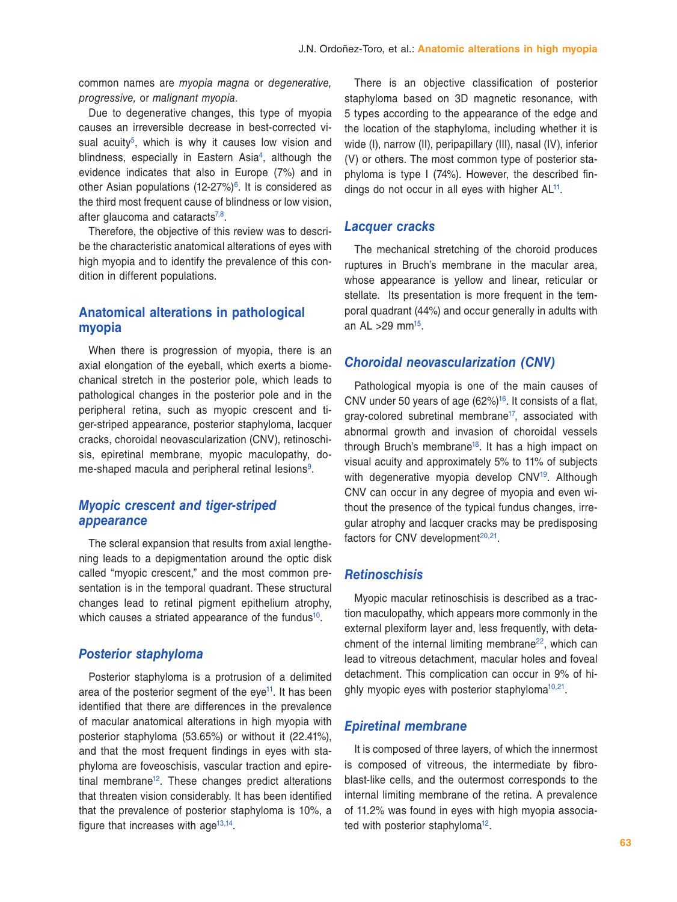common names are *myopia magna* or *degenerative, progressive,* or *malignant myopia*.

Due to degenerative changes, this type of myopia causes an irreversible decrease in best-corrected visual acuity[5], which is why it causes low vision and blindness, especially in Eastern Asia[4], although the evidence indicates that also in Europe (7%) and in other Asian populations (12-27%)[6]. It is considered as the third most frequent cause of blindness or low vision, after glaucoma and cataracts[7,8].

Therefore, the objective of this review was to describe the characteristic anatomical alterations of eyes with high myopia and to identify the prevalence of this condition in different populations.

## Anatomical alterations in pathological myopia

When there is progression of myopia, there is an axial elongation of the eyeball, which exerts a biomechanical stretch in the posterior pole, which leads to pathological changes in the posterior pole and in the peripheral retina, such as myopic crescent and tiger-striped appearance, posterior staphyloma, lacquer cracks, choroidal neovascularization (CNV), retinoschisis, epiretinal membrane, myopic maculopathy, dome-shaped macula and peripheral retinal lesions[9].

### *Myopic crescent and tiger-striped appearance*

The scleral expansion that results from axial lengthening leads to a depigmentation around the optic disk called “myopic crescent,” and the most common presentation is in the temporal quadrant. These structural changes lead to retinal pigment epithelium atrophy, which causes a striated appearance of the fundus[10].

### *Posterior staphyloma*

Posterior staphyloma is a protrusion of a delimited area of the posterior segment of the eye[11]. It has been identified that there are differences in the prevalence of macular anatomical alterations in high myopia with posterior staphyloma (53.65%) or without it (22.41%), and that the most frequent findings in eyes with staphyloma are foveoschisis, vascular traction and epiretinal membrane[12]. These changes predict alterations that threaten vision considerably. It has been identified that the prevalence of posterior staphyloma is 10%, a figure that increases with age[13,14].

There is an objective classification of posterior staphyloma based on 3D magnetic resonance, with 5 types according to the appearance of the edge and the location of the staphyloma, including whether it is wide (I), narrow (II), peripapillary (III), nasal (IV), inferior (V) or others. The most common type of posterior staphyloma is type I (74%). However, the described findings do not occur in all eyes with higher AL[11].

### *Lacquer cracks*

The mechanical stretching of the choroid produces ruptures in Bruch’s membrane in the macular area, whose appearance is yellow and linear, reticular or stellate. Its presentation is more frequent in the temporal quadrant (44%) and occur generally in adults with an AL >29 mm[15].

### *Choroidal neovascularization (CNV)*

Pathological myopia is one of the main causes of CNV under 50 years of age (62%)[16]. It consists of a flat, gray-colored subretinal membrane[17], associated with abnormal growth and invasion of choroidal vessels through Bruch’s membrane[18]. It has a high impact on visual acuity and approximately 5% to 11% of subjects with degenerative myopia develop CNV[19]. Although CNV can occur in any degree of myopia and even without the presence of the typical fundus changes, irregular atrophy and lacquer cracks may be predisposing factors for CNV development[20,21].

### *Retinoschisis*

Myopic macular retinoschisis is described as a traction maculopathy, which appears more commonly in the external plexiform layer and, less frequently, with detachment of the internal limiting membrane[22], which can lead to vitreous detachment, macular holes and foveal detachment. This complication can occur in 9% of highly myopic eyes with posterior staphyloma[10,21].

### *Epiretinal membrane*

It is composed of three layers, of which the innermost is composed of vitreous, the intermediate by fibroblast-like cells, and the outermost corresponds to the internal limiting membrane of the retina. A prevalence of 11.2% was found in eyes with high myopia associated with posterior staphyloma[12].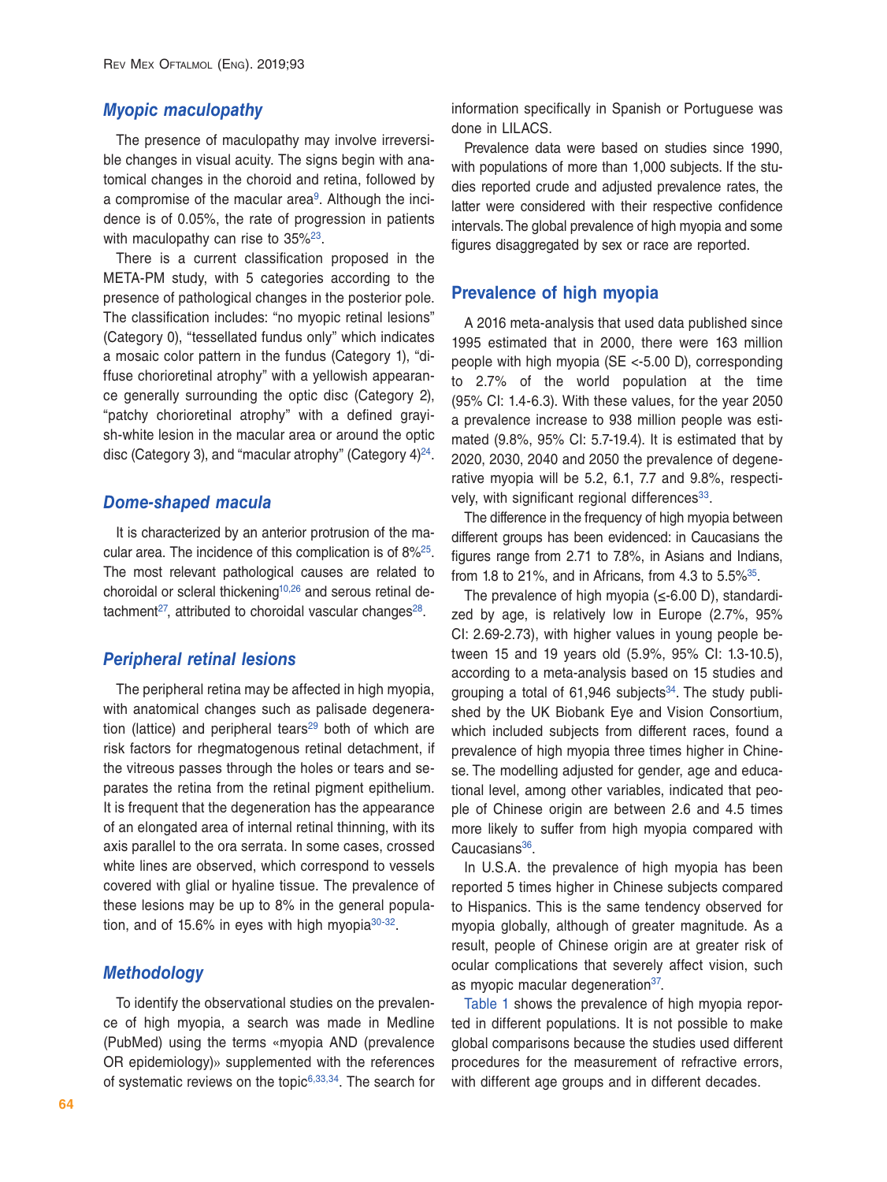### *Myopic maculopathy*

The presence of maculopathy may involve irreversible changes in visual acuity. The signs begin with anatomical changes in the choroid and retina, followed by a compromise of the macular area[9]. Although the incidence is of 0.05%, the rate of progression in patients with maculopathy can rise to 35%[23].

There is a current classification proposed in the META-PM study, with 5 categories according to the presence of pathological changes in the posterior pole. The classification includes: "no myopic retinal lesions" (Category 0), "tessellated fundus only" which indicates a mosaic color pattern in the fundus (Category 1), "diffuse chorioretinal atrophy" with a yellowish appearance generally surrounding the optic disc (Category 2), "patchy chorioretinal atrophy" with a defined grayish-white lesion in the macular area or around the optic disc (Category 3), and "macular atrophy" (Category 4)[24].

### *Dome-shaped macula*

It is characterized by an anterior protrusion of the macular area. The incidence of this complication is of 8%[25]. The most relevant pathological causes are related to choroidal or scleral thickening[10,26] and serous retinal detachment[27], attributed to choroidal vascular changes[28].

### *Peripheral retinal lesions*

The peripheral retina may be affected in high myopia, with anatomical changes such as palisade degeneration (lattice) and peripheral tears[29] both of which are risk factors for rhegmatogenous retinal detachment, if the vitreous passes through the holes or tears and separates the retina from the retinal pigment epithelium. It is frequent that the degeneration has the appearance of an elongated area of internal retinal thinning, with its axis parallel to the ora serrata. In some cases, crossed white lines are observed, which correspond to vessels covered with glial or hyaline tissue. The prevalence of these lesions may be up to 8% in the general population, and of 15.6% in eyes with high myopia[30-32].

### *Methodology*

To identify the observational studies on the prevalence of high myopia, a search was made in Medline (PubMed) using the terms «myopia AND (prevalence OR epidemiology)» supplemented with the references of systematic reviews on the topic[6,33,34]. The search for information specifically in Spanish or Portuguese was done in LILACS.

Prevalence data were based on studies since 1990, with populations of more than 1,000 subjects. If the studies reported crude and adjusted prevalence rates, the latter were considered with their respective confidence intervals. The global prevalence of high myopia and some figures disaggregated by sex or race are reported.

## Prevalence of high myopia

A 2016 meta-analysis that used data published since 1995 estimated that in 2000, there were 163 million people with high myopia (SE <-5.00 D), corresponding to 2.7% of the world population at the time (95% CI: 1.4-6.3). With these values, for the year 2050 a prevalence increase to 938 million people was estimated (9.8%, 95% CI: 5.7-19.4). It is estimated that by 2020, 2030, 2040 and 2050 the prevalence of degenerative myopia will be 5.2, 6.1, 7.7 and 9.8%, respectively, with significant regional differences[33].

The difference in the frequency of high myopia between different groups has been evidenced: in Caucasians the figures range from 2.71 to 7.8%, in Asians and Indians, from 1.8 to 21%, and in Africans, from 4.3 to 5.5%[35].

The prevalence of high myopia (≤-6.00 D), standardized by age, is relatively low in Europe (2.7%, 95% CI: 2.69-2.73), with higher values in young people between 15 and 19 years old (5.9%, 95% CI: 1.3-10.5), according to a meta-analysis based on 15 studies and grouping a total of 61,946 subjects[34]. The study published by the UK Biobank Eye and Vision Consortium, which included subjects from different races, found a prevalence of high myopia three times higher in Chinese. The modelling adjusted for gender, age and educational level, among other variables, indicated that people of Chinese origin are between 2.6 and 4.5 times more likely to suffer from high myopia compared with Caucasians[36].

In U.S.A. the prevalence of high myopia has been reported 5 times higher in Chinese subjects compared to Hispanics. This is the same tendency observed for myopia globally, although of greater magnitude. As a result, people of Chinese origin are at greater risk of ocular complications that severely affect vision, such as myopic macular degeneration[37].

Table 1 shows the prevalence of high myopia reported in different populations. It is not possible to make global comparisons because the studies used different procedures for the measurement of refractive errors, with different age groups and in different decades.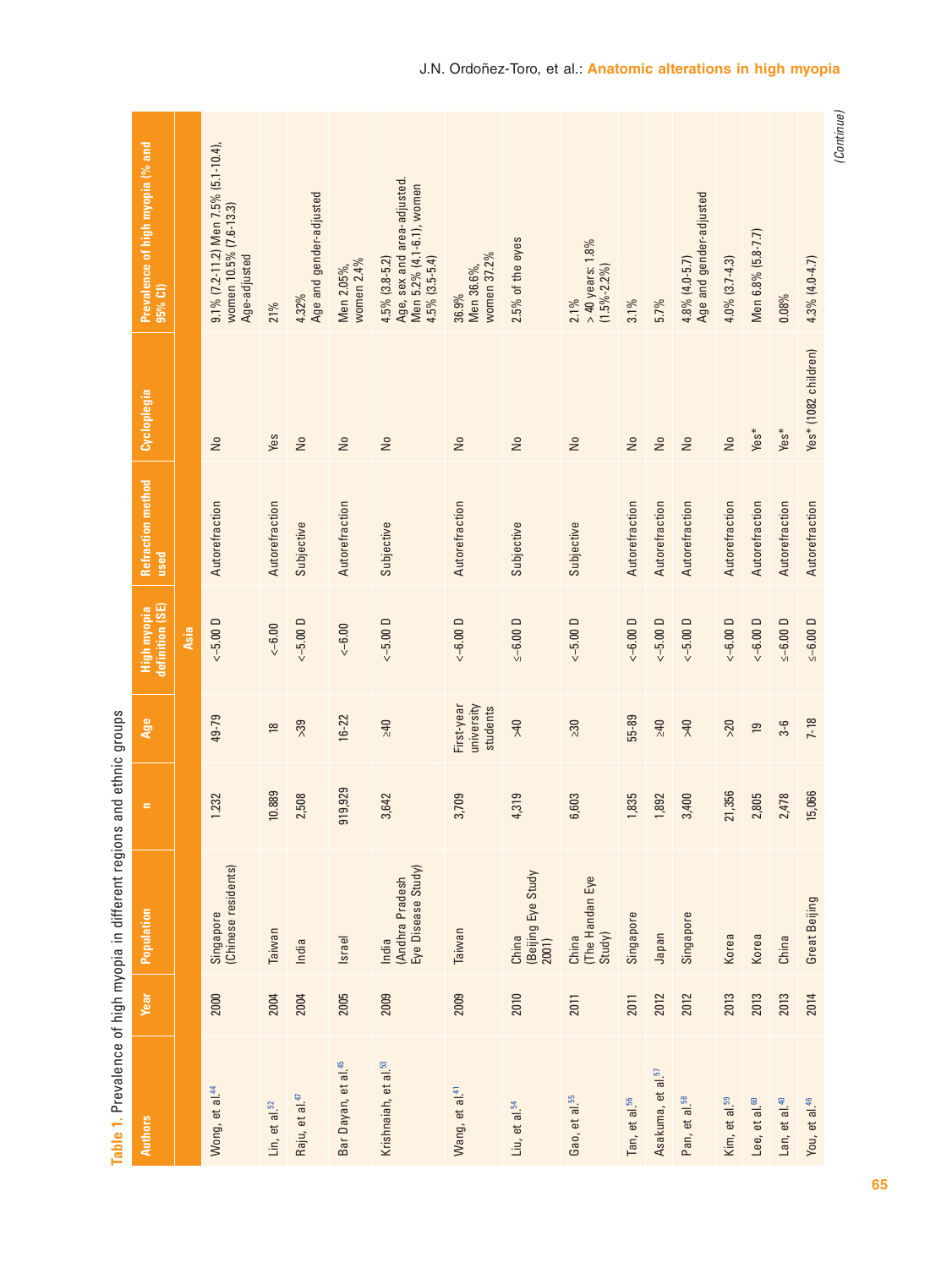**Table 1**. Prevalence of high myopia in different regions and ethnic groups

| Authors | Year | Population | n | Age | High myopia definition (SE) | Refraction method used | Cycloplegia | Prevalence of high myopia (% and 95% CI) |
|---|---|---|---|---|---|---|---|---|
| **Asia** | | | | | | | | |
| Wong, et al.[44] | 2000 | Singapore (Chinese residents) | 1.232 | 49-79 | <−5.00 D | Autorefraction | No | 9.1% (7.2-11.2) Men 7.5% (5.1-10.4), women 10.5% (7.6-13.3) Age-adjusted |
| Lin, et al.[52] | 2004 | Taiwan | 10.889 | 18 | <−6.00 | Autorefraction | Yes | 21% |
| Raju, et al.[47] | 2004 | India | 2,508 | >39 | <−5.00 D | Subjective | No | 4.32% Age and gender-adjusted |
| Bar Dayan, et al.[45] | 2005 | Israel | 919,929 | 16-22 | <−6.00 | Autorefraction | No | Men 2.05%, women 2.4% |
| Krishnaiah, et al.[53] | 2009 | India (Andhra Pradesh Eye Disease Study) | 3,642 | ≥40 | <−5.00 D | Subjective | No | 4.5% (3.8-5.2) Age, sex and area-adjusted. Men 5.2% (4.1-6.1), women 4.5% (3.5-5.4) |
| Wang, et al.[41] | 2009 | Taiwan | 3,709 | First-year university students | <−6.00 D | Autorefraction | No | 36.9% Men 36.6%, women 37.2% |
| Liu, et al.[54] | 2010 | China (Beijing Eye Study 2001) | 4,319 | >40 | ≤−6.00 D | Subjective | No | 2.5% of the eyes |
| Gao, et al.[55] | 2011 | China (The Handan Eye Study) | 6,603 | ≥30 | <−5.00 D | Subjective | No | 2.1% > 40 years: 1.8% (1.5%-2.2%) |
| Tan, et al.[56] | 2011 | Singapore | 1,835 | 55-89 | <−6.00 D | Autorefraction | No | 3.1% |
| Asakuma, et al.[57] | 2012 | Japan | 1,892 | ≥40 | <−5.00 D | Autorefraction | No | 5.7% |
| Pan, et al.[58] | 2012 | Singapore | 3,400 | >40 | <−5.00 D | Autorefraction | No | 4.8% (4.0-5.7) Age and gender-adjusted |
| Kim, et al.[59] | 2013 | Korea | 21,356 | >20 | <−6.00 D | Autorefraction | No | 4.0% (3.7-4.3) |
| Lee, et al.[60] | 2013 | Korea | 2,805 | 19 | <−6.00 D | Autorefraction | Yes* | Men 6.8% (5.8-7.7) |
| Lan, et al.[40] | 2013 | China | 2,478 | 3-6 | ≤−6.00 D | Autorefraction | Yes* | 0.08% |
| You, et al.[46] | 2014 | Great Beijing | 15,066 | 7-18 | ≤−6.00 D | Autorefraction | Yes* (1082 children) | 4.3% (4.0-4.7) |

*(Continue)*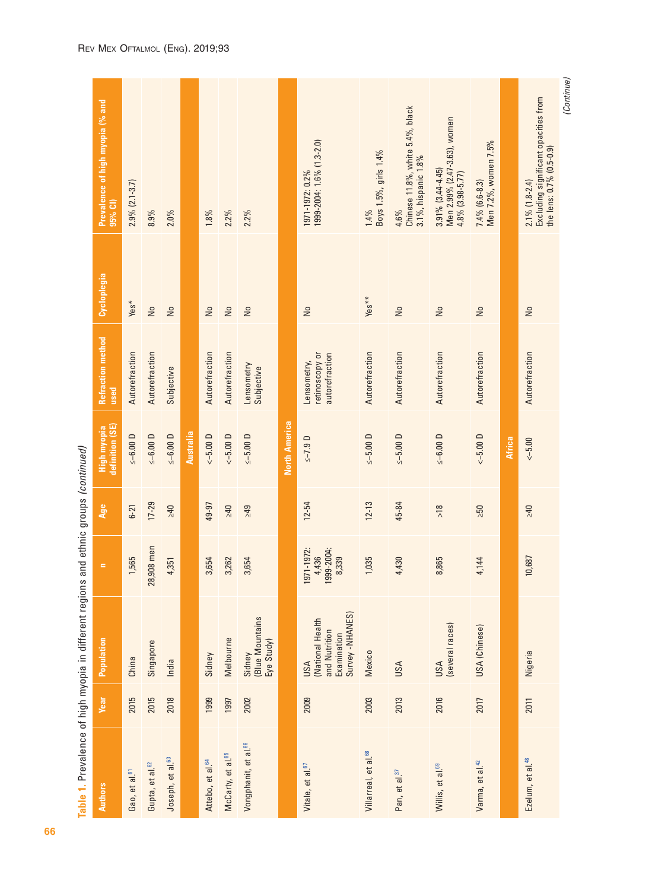**Table 1.** Prevalence of high myopia in different regions and ethnic groups *(continued)*

| Authors | Year | Population | n | Age | High myopia definition (SE) | Refraction method used | Cycloplegia | Prevalence of high myopia (% and 95% CI) |
|---|---|---|---|---|---|---|---|---|
| Gao, et al.[61] | 2015 | China | 1,565 | 6-21 | ≤-6.00 D | Autorefraction | Yes* | 2.9% (2.1-3.7) |
| Gupta, et al.[62] | 2015 | Singapore | 28,908 men | 17-29 | ≤-6.00 D | Autorefraction | No | 8.9% |
| Joseph, et al.[63] | 2018 | India | 4,351 | ≥40 | ≤-6.00 D | Subjective | No | 2.0% |
| | | | | | **Australia** | | | |
| Attebo, et al.[64] | 1999 | Sidney | 3,654 | 49-97 | <-5.00 D | Autorefraction | No | 1.8% |
| McCarty, et al.[65] | 1997 | Melbourne | 3,262 | ≥40 | <-5.00 D | Autorefraction | No | 2.2% |
| Vongphanit, et al.[66] | 2002 | Sidney (Blue Mountains Eye Study) | 3,654 | ≥49 | ≤-5.00 D | Lensometry Subjective | No | 2.2% |
| | | | | | **North America** | | | |
| Vitale, et al.[67] | 2009 | USA (National Health and Nutrition Examination Survey - NHANES) | 1971-1972: 4,436 1999-2004: 8,339 | 12-54 | ≤-7.9 D | Lensometry, retinoscopy or autorefraction | No | 1971-1972: 0.2% 1999-2004: 1.6% (1.3-2.0) |
| Villarreal, et al.[68] | 2003 | Mexico | 1,035 | 12-13 | ≤-5.00 D | Autorefraction | Yes** | 1.4% Boys 1.5%, girls 1.4% |
| Pan, et al.[37] | 2013 | USA | 4,430 | 45-84 | ≤-5.00 D | Autorefraction | No | 4.6% Chinese 11.8%, white 5.4%, black 3.1%, hispanic 1.8% |
| Willis, et al.[69] | 2016 | USA (several races) | 8,865 | >18 | ≤-6.00 D | Autorefraction | No | 3.91% (3.44-4.45) Men 2.99% (2.47-3.63), women 4.8% (3.98-5.77) |
| Varma, et al.[42] | 2017 | USA (Chinese) | 4,144 | ≥50 | <-5.00 D | Autorefraction | No | 7.4% (6.6-8.3) Men 7.2%, women 7.5% |
| | | | | | **Africa** | | | |
| Ezelum, et al.[48] | 2011 | Nigeria | 10,687 | ≥40 | <-5.00 | Autorefraction | No | 2.1% (1.8-2.4) Excluding significant opacities from the lens: 0.7% (0.5-0.9) |

*(Continue)*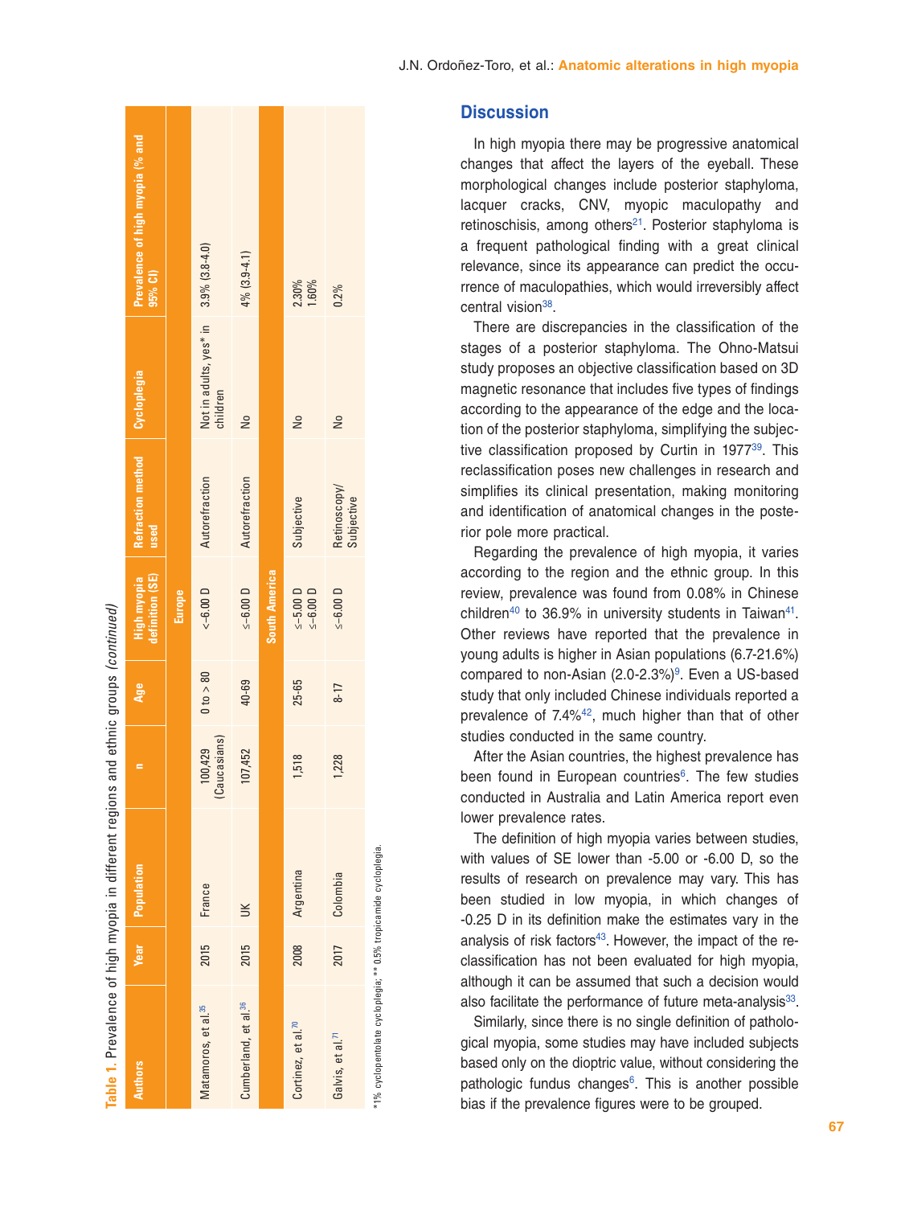**Table 1**. Prevalence of high myopia in different regions and ethnic groups *(continued)*

| Authors | Year | Population | n | Age | High myopia definition (SE) | Refraction method used | Cycloplegia | Prevalence of high myopia (% and 95% CI) |
|---|---|---|---|---|---|---|---|---|
| | | | | | **Europe** | | | |
| Matamoros, et al.[35] | 2015 | France | 100,429 (Caucasians) | 0 to > 80 | < -6.00 D | Autorefraction | Not in adults, yes* in children | 3.9% (3.8-4.0) |
| Cumberland, et al.[36] | 2015 | UK | 107,452 | 40-69 | ≤ -6.00 D | Autorefraction | No | 4% (3.9-4.1) |
| | | | | | **South America** | | | |
| Cortinez, et al.[70] | 2008 | Argentina | 1,518 | 25-65 | ≤ -5.00 D<br>≤ -6.00 D | Subjective | No | 2.30%<br>1.60% |
| Galvis, et al.[71] | 2017 | Colombia | 1,228 | 8-17 | ≤ -6.00 D | Retinoscopy/ Subjective | No | 0.2% |

*1% cyclopentolate cycloplegia; ** 0.5% tropicamide cycloplegia.

## Discussion

In high myopia there may be progressive anatomical changes that affect the layers of the eyeball. These morphological changes include posterior staphyloma, lacquer cracks, CNV, myopic maculopathy and retinoschisis, among others[21]. Posterior staphyloma is a frequent pathological finding with a great clinical relevance, since its appearance can predict the occurrence of maculopathies, which would irreversibly affect central vision[38].

There are discrepancies in the classification of the stages of a posterior staphyloma. The Ohno-Matsui study proposes an objective classification based on 3D magnetic resonance that includes five types of findings according to the appearance of the edge and the location of the posterior staphyloma, simplifying the subjective classification proposed by Curtin in 1977[39]. This reclassification poses new challenges in research and simplifies its clinical presentation, making monitoring and identification of anatomical changes in the posterior pole more practical.

Regarding the prevalence of high myopia, it varies according to the region and the ethnic group. In this review, prevalence was found from 0.08% in Chinese children[40] to 36.9% in university students in Taiwan[41]. Other reviews have reported that the prevalence in young adults is higher in Asian populations (6.7-21.6%) compared to non-Asian (2.0-2.3%)[9]. Even a US-based study that only included Chinese individuals reported a prevalence of 7.4%[42], much higher than that of other studies conducted in the same country.

After the Asian countries, the highest prevalence has been found in European countries[6]. The few studies conducted in Australia and Latin America report even lower prevalence rates.

The definition of high myopia varies between studies, with values of SE lower than -5.00 or -6.00 D, so the results of research on prevalence may vary. This has been studied in low myopia, in which changes of -0.25 D in its definition make the estimates vary in the analysis of risk factors[43]. However, the impact of the reclassification has not been evaluated for high myopia, although it can be assumed that such a decision would also facilitate the performance of future meta-analysis[33].

Similarly, since there is no single definition of pathological myopia, some studies may have included subjects based only on the dioptric value, without considering the pathologic fundus changes[6]. This is another possible bias if the prevalence figures were to be grouped.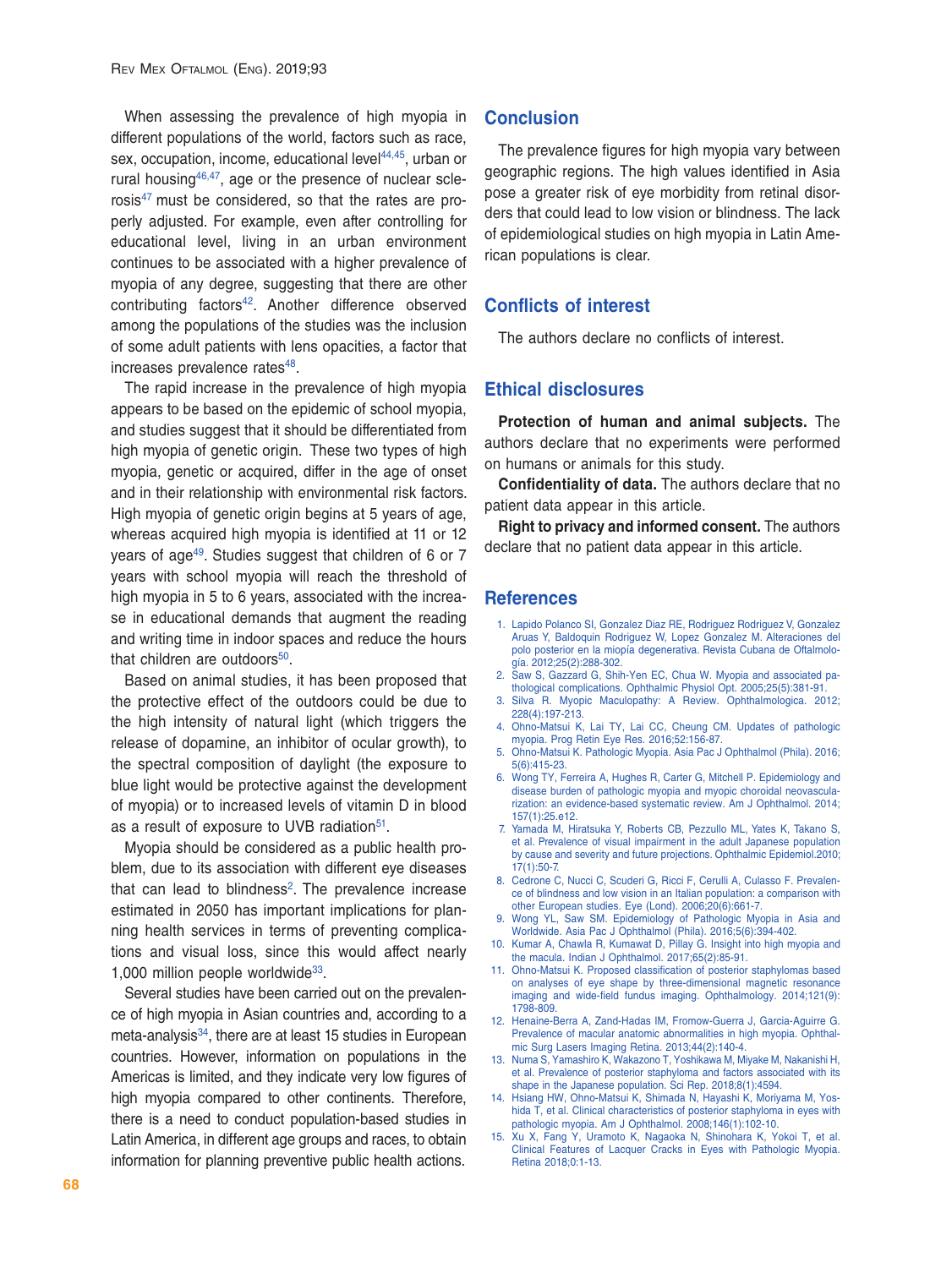When assessing the prevalence of high myopia in different populations of the world, factors such as race, sex, occupation, income, educational level[44,45], urban or rural housing[46,47], age or the presence of nuclear sclerosis[47] must be considered, so that the rates are properly adjusted. For example, even after controlling for educational level, living in an urban environment continues to be associated with a higher prevalence of myopia of any degree, suggesting that there are other contributing factors[42]. Another difference observed among the populations of the studies was the inclusion of some adult patients with lens opacities, a factor that increases prevalence rates[48].

The rapid increase in the prevalence of high myopia appears to be based on the epidemic of school myopia, and studies suggest that it should be differentiated from high myopia of genetic origin. These two types of high myopia, genetic or acquired, differ in the age of onset and in their relationship with environmental risk factors. High myopia of genetic origin begins at 5 years of age, whereas acquired high myopia is identified at 11 or 12 years of age[49]. Studies suggest that children of 6 or 7 years with school myopia will reach the threshold of high myopia in 5 to 6 years, associated with the increase in educational demands that augment the reading and writing time in indoor spaces and reduce the hours that children are outdoors[50].

Based on animal studies, it has been proposed that the protective effect of the outdoors could be due to the high intensity of natural light (which triggers the release of dopamine, an inhibitor of ocular growth), to the spectral composition of daylight (the exposure to blue light would be protective against the development of myopia) or to increased levels of vitamin D in blood as a result of exposure to UVB radiation[51].

Myopia should be considered as a public health problem, due to its association with different eye diseases that can lead to blindness[2]. The prevalence increase estimated in 2050 has important implications for planning health services in terms of preventing complications and visual loss, since this would affect nearly 1,000 million people worldwide[33].

Several studies have been carried out on the prevalence of high myopia in Asian countries and, according to a meta-analysis[34], there are at least 15 studies in European countries. However, information on populations in the Americas is limited, and they indicate very low figures of high myopia compared to other continents. Therefore, there is a need to conduct population-based studies in Latin America, in different age groups and races, to obtain information for planning preventive public health actions.

## Conclusion

The prevalence figures for high myopia vary between geographic regions. The high values identified in Asia pose a greater risk of eye morbidity from retinal disorders that could lead to low vision or blindness. The lack of epidemiological studies on high myopia in Latin American populations is clear.

## Conflicts of interest

The authors declare no conflicts of interest.

## Ethical disclosures

**Protection of human and animal subjects.** The authors declare that no experiments were performed on humans or animals for this study.

**Confidentiality of data.** The authors declare that no patient data appear in this article.

**Right to privacy and informed consent.** The authors declare that no patient data appear in this article.

## References

1. Lapido Polanco SI, Gonzalez Diaz RE, Rodriguez Rodriguez V, Gonzalez Aruas Y, Baldoquin Rodriguez W, Lopez Gonzalez M. Alteraciones del polo posterior en la miopía degenerativa. Revista Cubana de Oftalmología. 2012;25(2):288-302.
2. Saw S, Gazzard G, Shih-Yen EC, Chua W. Myopia and associated pathological complications. Ophthalmic Physiol Opt. 2005;25(5):381-91.
3. Silva R. Myopic Maculopathy: A Review. Ophthalmologica. 2012; 228(4):197-213.
4. Ohno-Matsui K, Lai TY, Lai CC, Cheung CM. Updates of pathologic myopia. Prog Retin Eye Res. 2016;52:156-87.
5. Ohno-Matsui K. Pathologic Myopia. Asia Pac J Ophthalmol (Phila). 2016; 5(6):415-23.
6. Wong TY, Ferreira A, Hughes R, Carter G, Mitchell P. Epidemiology and disease burden of pathologic myopia and myopic choroidal neovascularization: an evidence-based systematic review. Am J Ophthalmol. 2014; 157(1):25.e12.
7. Yamada M, Hiratsuka Y, Roberts CB, Pezzullo ML, Yates K, Takano S, et al. Prevalence of visual impairment in the adult Japanese population by cause and severity and future projections. Ophthalmic Epidemiol.2010; 17(1):50-7.
8. Cedrone C, Nucci C, Scuderi G, Ricci F, Cerulli A, Culasso F. Prevalence of blindness and low vision in an Italian population: a comparison with other European studies. Eye (Lond). 2006;20(6):661-7.
9. Wong YL, Saw SM. Epidemiology of Pathologic Myopia in Asia and Worldwide. Asia Pac J Ophthalmol (Phila). 2016;5(6):394-402.
10. Kumar A, Chawla R, Kumawat D, Pillay G. Insight into high myopia and the macula. Indian J Ophthalmol. 2017;65(2):85-91.
11. Ohno-Matsui K. Proposed classification of posterior staphylomas based on analyses of eye shape by three-dimensional magnetic resonance imaging and wide-field fundus imaging. Ophthalmology. 2014;121(9): 1798-809.
12. Henaine-Berra A, Zand-Hadas IM, Fromow-Guerra J, Garcia-Aguirre G. Prevalence of macular anatomic abnormalities in high myopia. Ophthalmic Surg Lasers Imaging Retina. 2013;44(2):140-4.
13. Numa S, Yamashiro K, Wakazono T, Yoshikawa M, Miyake M, Nakanishi H, et al. Prevalence of posterior staphyloma and factors associated with its shape in the Japanese population. Sci Rep. 2018;8(1):4594.
14. Hsiang HW, Ohno-Matsui K, Shimada N, Hayashi K, Moriyama M, Yoshida T, et al. Clinical characteristics of posterior staphyloma in eyes with pathologic myopia. Am J Ophthalmol. 2008;146(1):102-10.
15. Xu X, Fang Y, Uramoto K, Nagaoka N, Shinohara K, Yokoi T, et al. Clinical Features of Lacquer Cracks in Eyes with Pathologic Myopia. Retina 2018;0:1-13.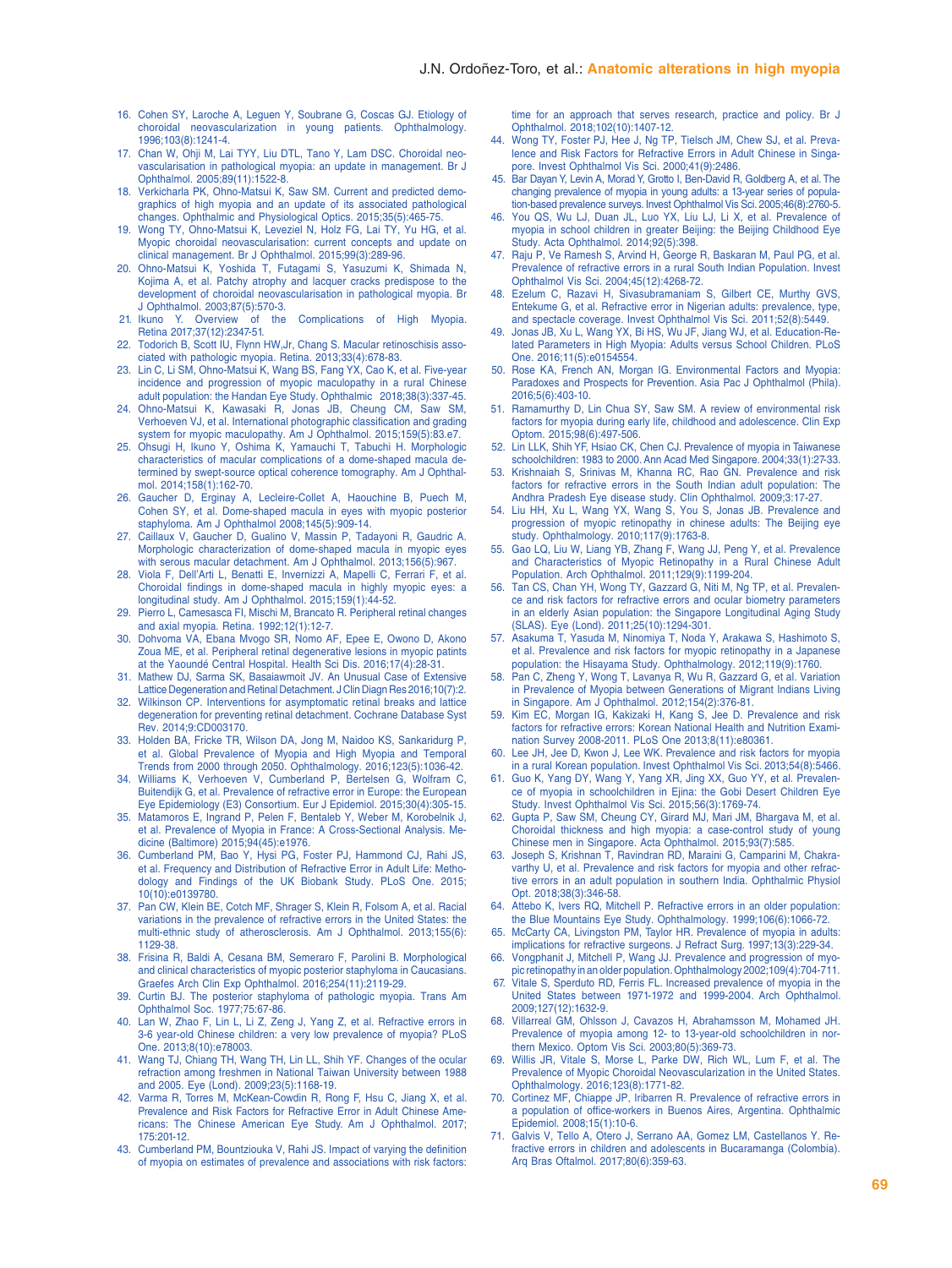16. Cohen SY, Laroche A, Leguen Y, Soubrane G, Coscas GJ. Etiology of choroidal neovascularization in young patients. Ophthalmology. 1996;103(8):1241-4.
17. Chan W, Ohji M, Lai TYY, Liu DTL, Tano Y, Lam DSC. Choroidal neovascularisation in pathological myopia: an update in management. Br J Ophthalmol. 2005;89(11):1522-8.
18. Verkicharla PK, Ohno-Matsui K, Saw SM. Current and predicted demographics of high myopia and an update of its associated pathological changes. Ophthalmic and Physiological Optics. 2015;35(5):465-75.
19. Wong TY, Ohno-Matsui K, Leveziel N, Holz FG, Lai TY, Yu HG, et al. Myopic choroidal neovascularisation: current concepts and update on clinical management. Br J Ophthalmol. 2015;99(3):289-96.
20. Ohno-Matsui K, Yoshida T, Futagami S, Yasuzumi K, Shimada N, Kojima A, et al. Patchy atrophy and lacquer cracks predispose to the development of choroidal neovascularisation in pathological myopia. Br J Ophthalmol. 2003;87(5):570-3.
21. Ikuno Y. Overview of the Complications of High Myopia. Retina 2017;37(12):2347-51.
22. Todorich B, Scott IU, Flynn HW,Jr, Chang S. Macular retinoschisis associated with pathologic myopia. Retina. 2013;33(4):678-83.
23. Lin C, Li SM, Ohno-Matsui K, Wang BS, Fang YX, Cao K, et al. Five-year incidence and progression of myopic maculopathy in a rural Chinese adult population: the Handan Eye Study. Ophthalmic 2018;38(3):337-45.
24. Ohno-Matsui K, Kawasaki R, Jonas JB, Cheung CM, Saw SM, Verhoeven VJ, et al. International photographic classification and grading system for myopic maculopathy. Am J Ophthalmol. 2015;159(5):83.e7.
25. Ohsugi H, Ikuno Y, Oshima K, Yamauchi T, Tabuchi H. Morphologic characteristics of macular complications of a dome-shaped macula determined by swept-source optical coherence tomography. Am J Ophthalmol. 2014;158(1):162-70.
26. Gaucher D, Erginay A, Lecleire-Collet A, Haouchine B, Puech M, Cohen SY, et al. Dome-shaped macula in eyes with myopic posterior staphyloma. Am J Ophthalmol 2008;145(5):909-14.
27. Caillaux V, Gaucher D, Gualino V, Massin P, Tadayoni R, Gaudric A. Morphologic characterization of dome-shaped macula in myopic eyes with serous macular detachment. Am J Ophthalmol. 2013;156(5):967.
28. Viola F, Dell'Arti L, Benatti E, Invernizzi A, Mapelli C, Ferrari F, et al. Choroidal findings in dome-shaped macula in highly myopic eyes: a longitudinal study. Am J Ophthalmol. 2015;159(1):44-52.
29. Pierro L, Camesasca FI, Mischi M, Brancato R. Peripheral retinal changes and axial myopia. Retina. 1992;12(1):12-7.
30. Dohvoma VA, Ebana Mvogo SR, Nomo AF, Epee E, Owono D, Akono Zoua ME, et al. Peripheral retinal degenerative lesions in myopic patints at the Yaoundé Central Hospital. Health Sci Dis. 2016;17(4):28-31.
31. Mathew DJ, Sarma SK, Basaiawmoit JV. An Unusual Case of Extensive Lattice Degeneration and Retinal Detachment. J Clin Diagn Res 2016;10(7):2.
32. Wilkinson CP. Interventions for asymptomatic retinal breaks and lattice degeneration for preventing retinal detachment. Cochrane Database Syst Rev. 2014;9:CD003170.
33. Holden BA, Fricke TR, Wilson DA, Jong M, Naidoo KS, Sankaridurg P, et al. Global Prevalence of Myopia and High Myopia and Temporal Trends from 2000 through 2050. Ophthalmology. 2016;123(5):1036-42.
34. Williams K, Verhoeven V, Cumberland P, Bertelsen G, Wolfram C, Buitendijk G, et al. Prevalence of refractive error in Europe: the European Eye Epidemiology (E3) Consortium. Eur J Epidemiol. 2015;30(4):305-15.
35. Matamoros E, Ingrand P, Pelen F, Bentaleb Y, Weber M, Korobelnik J, et al. Prevalence of Myopia in France: A Cross-Sectional Analysis. Medicine (Baltimore) 2015;94(45):e1976.
36. Cumberland PM, Bao Y, Hysi PG, Foster PJ, Hammond CJ, Rahi JS, et al. Frequency and Distribution of Refractive Error in Adult Life: Methodology and Findings of the UK Biobank Study. PLoS One. 2015; 10(10):e0139780.
37. Pan CW, Klein BE, Cotch MF, Shrager S, Klein R, Folsom A, et al. Racial variations in the prevalence of refractive errors in the United States: the multi-ethnic study of atherosclerosis. Am J Ophthalmol. 2013;155(6): 1129-38.
38. Frisina R, Baldi A, Cesana BM, Semeraro F, Parolini B. Morphological and clinical characteristics of myopic posterior staphyloma in Caucasians. Graefes Arch Clin Exp Ophthalmol. 2016;254(11):2119-29.
39. Curtin BJ. The posterior staphyloma of pathologic myopia. Trans Am Ophthalmol Soc. 1977;75:67-86.
40. Lan W, Zhao F, Lin L, Li Z, Zeng J, Yang Z, et al. Refractive errors in 3-6 year-old Chinese children: a very low prevalence of myopia? PLoS One. 2013;8(10):e78003.
41. Wang TJ, Chiang TH, Wang TH, Lin LL, Shih YF. Changes of the ocular refraction among freshmen in National Taiwan University between 1988 and 2005. Eye (Lond). 2009;23(5):1168-19.
42. Varma R, Torres M, McKean-Cowdin R, Rong F, Hsu C, Jiang X, et al. Prevalence and Risk Factors for Refractive Error in Adult Chinese Americans: The Chinese American Eye Study. Am J Ophthalmol. 2017; 175:201-12.
43. Cumberland PM, Bountziouka V, Rahi JS. Impact of varying the definition of myopia on estimates of prevalence and associations with risk factors: time for an approach that serves research, practice and policy. Br J Ophthalmol. 2018;102(10):1407-12.
44. Wong TY, Foster PJ, Hee J, Ng TP, Tielsch JM, Chew SJ, et al. Prevalence and Risk Factors for Refractive Errors in Adult Chinese in Singapore. Invest Ophthalmol Vis Sci. 2000;41(9):2486.
45. Bar Dayan Y, Levin A, Morad Y, Grotto I, Ben-David R, Goldberg A, et al. The changing prevalence of myopia in young adults: a 13-year series of population-based prevalence surveys. Invest Ophthalmol Vis Sci. 2005;46(8):2760-5.
46. You QS, Wu LJ, Duan JL, Luo YX, Liu LJ, Li X, et al. Prevalence of myopia in school children in greater Beijing: the Beijing Childhood Eye Study. Acta Ophthalmol. 2014;92(5):398.
47. Raju P, Ve Ramesh S, Arvind H, George R, Baskaran M, Paul PG, et al. Prevalence of refractive errors in a rural South Indian Population. Invest Ophthalmol Vis Sci. 2004;45(12):4268-72.
48. Ezelum C, Razavi H, Sivasubramaniam S, Gilbert CE, Murthy GVS, Entekume G, et al. Refractive error in Nigerian adults: prevalence, type, and spectacle coverage. Invest Ophthalmol Vis Sci. 2011;52(8):5449.
49. Jonas JB, Xu L, Wang YX, Bi HS, Wu JF, Jiang WJ, et al. Education-Related Parameters in High Myopia: Adults versus School Children. PLoS One. 2016;11(5):e0154554.
50. Rose KA, French AN, Morgan IG. Environmental Factors and Myopia: Paradoxes and Prospects for Prevention. Asia Pac J Ophthalmol (Phila). 2016;5(6):403-10.
51. Ramamurthy D, Lin Chua SY, Saw SM. A review of environmental risk factors for myopia during early life, childhood and adolescence. Clin Exp Optom. 2015;98(6):497-506.
52. Lin LLK, Shih YF, Hsiao CK, Chen CJ. Prevalence of myopia in Taiwanese schoolchildren: 1983 to 2000. Ann Acad Med Singapore. 2004;33(1):27-33.
53. Krishnaiah S, Srinivas M, Khanna RC, Rao GN. Prevalence and risk factors for refractive errors in the South Indian adult population: The Andhra Pradesh Eye disease study. Clin Ophthalmol. 2009;3:17-27.
54. Liu HH, Xu L, Wang YX, Wang S, You S, Jonas JB. Prevalence and progression of myopic retinopathy in chinese adults: The Beijing eye study. Ophthalmology. 2010;117(9):1763-8.
55. Gao LQ, Liu W, Liang YB, Zhang F, Wang JJ, Peng Y, et al. Prevalence and Characteristics of Myopic Retinopathy in a Rural Chinese Adult Population. Arch Ophthalmol. 2011;129(9):1199-204.
56. Tan CS, Chan YH, Wong TY, Gazzard G, Niti M, Ng TP, et al. Prevalence and risk factors for refractive errors and ocular biometry parameters in an elderly Asian population: the Singapore Longitudinal Aging Study (SLAS). Eye (Lond). 2011;25(10):1294-301.
57. Asakuma T, Yasuda M, Ninomiya T, Noda Y, Arakawa S, Hashimoto S, et al. Prevalence and risk factors for myopic retinopathy in a Japanese population: the Hisayama Study. Ophthalmology. 2012;119(9):1760.
58. Pan C, Zheng Y, Wong T, Lavanya R, Wu R, Gazzard G, et al. Variation in Prevalence of Myopia between Generations of Migrant Indians Living in Singapore. Am J Ophthalmol. 2012;154(2):376-81.
59. Kim EC, Morgan IG, Kakizaki H, Kang S, Jee D. Prevalence and risk factors for refractive errors: Korean National Health and Nutrition Examination Survey 2008-2011. PLoS One 2013;8(11):e80361.
60. Lee JH, Jee D, Kwon J, Lee WK. Prevalence and risk factors for myopia in a rural Korean population. Invest Ophthalmol Vis Sci. 2013;54(8):5466.
61. Guo K, Yang DY, Wang Y, Yang XR, Jing XX, Guo YY, et al. Prevalence of myopia in schoolchildren in Ejina: the Gobi Desert Children Eye Study. Invest Ophthalmol Vis Sci. 2015;56(3):1769-74.
62. Gupta P, Saw SM, Cheung CY, Girard MJ, Mari JM, Bhargava M, et al. Choroidal thickness and high myopia: a case-control study of young Chinese men in Singapore. Acta Ophthalmol. 2015;93(7):585.
63. Joseph S, Krishnan T, Ravindran RD, Maraini G, Camparini M, Chakravarthy U, et al. Prevalence and risk factors for myopia and other refractive errors in an adult population in southern India. Ophthalmic Physiol Opt. 2018;38(3):346-58.
64. Attebo K, Ivers RQ, Mitchell P. Refractive errors in an older population: the Blue Mountains Eye Study. Ophthalmology. 1999;106(6):1066-72.
65. McCarty CA, Livingston PM, Taylor HR. Prevalence of myopia in adults: implications for refractive surgeons. J Refract Surg. 1997;13(3):229-34.
66. Vongphanit J, Mitchell P, Wang JJ. Prevalence and progression of myopic retinopathy in an older population. Ophthalmology 2002;109(4):704-711.
67. Vitale S, Sperduto RD, Ferris FL. Increased prevalence of myopia in the United States between 1971-1972 and 1999-2004. Arch Ophthalmol. 2009;127(12):1632-9.
68. Villarreal GM, Ohlsson J, Cavazos H, Abrahamsson M, Mohamed JH. Prevalence of myopia among 12- to 13-year-old schoolchildren in northern Mexico. Optom Vis Sci. 2003;80(5):369-73.
69. Willis JR, Vitale S, Morse L, Parke DW, Rich WL, Lum F, et al. The Prevalence of Myopic Choroidal Neovascularization in the United States. Ophthalmology. 2016;123(8):1771-82.
70. Cortinez MF, Chiappe JP, Iribarren R. Prevalence of refractive errors in a population of office-workers in Buenos Aires, Argentina. Ophthalmic Epidemiol. 2008;15(1):10-6.
71. Galvis V, Tello A, Otero J, Serrano AA, Gomez LM, Castellanos Y. Refractive errors in children and adolescents in Bucaramanga (Colombia). Arq Bras Oftalmol. 2017;80(6):359-63.